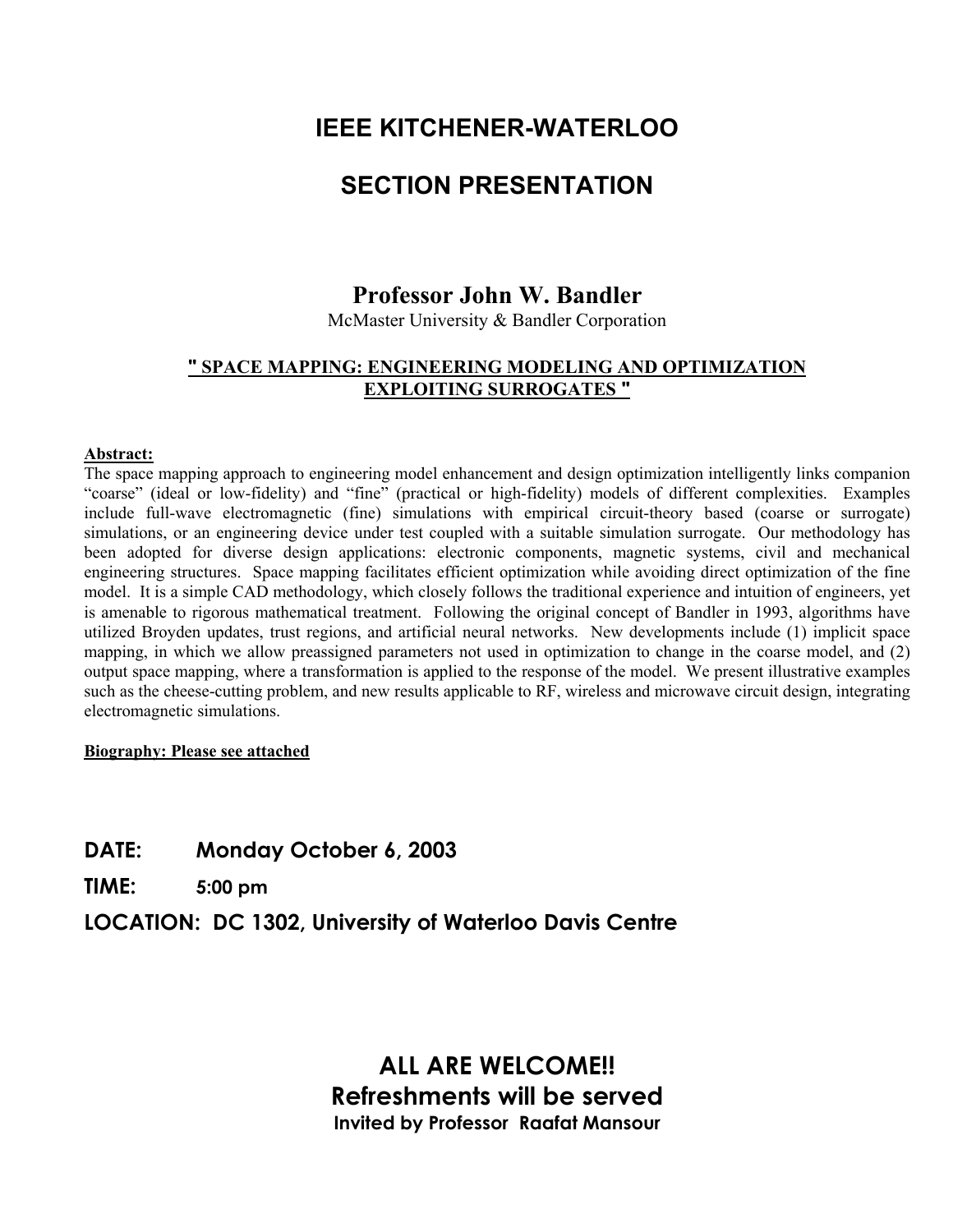# IEEE KITCHENER-WATERLOO

# SECTION PRESENTATION

## Professor John W. Bandler

McMaster University & Bandler Corporation

**" SPACE MAPPING: ENGINEERING MODELING AND OPTIMIZATION EXPLOITING SURROGATES "**

**Abstract:**

The space mapping approach to engineering model enhancement and design optimization intelligently links companion "coarse" (ideal or low-fidelity) and "fine" (practical or high-fidelity) models of different complexities. Examples include full-wave electromagnetic (fine) simulations with empirical circuit-theory based (coarse or surrogate) simulations, or an engineering device under test coupled with a suitable simulation surrogate. Our methodology has been adopted for diverse design applications: electronic components, magnetic systems, civil and mechanical engineering structures. Space mapping facilitates efficient optimization while avoiding direct optimization of the fine model. It is a simple CAD methodology, which closely follows the traditional experience and intuition of engineers, yet is amenable to rigorous mathematical treatment. Following the original concept of Bandler in 1993, algorithms have utilized Broyden updates, trust regions, and artificial neural networks. New developments include (1) implicit space mapping, in which we allow preassigned parameters not used in optimization to change in the coarse model, and (2) output space mapping, where a transformation is applied to the response of the model. We present illustrative examples such as the cheese-cutting problem, and new results applicable to RF, wireless and microwave circuit design, integrating electromagnetic simulations.

**Biography: Please see attached**

**DATE: Monday October 6, 2003**

**TIME: 5:00 pm**

**LOCATION: DC 1302, University of Waterloo Davis Centre**

**ALL ARE WELCOME!!**

**Refreshments will be served**

**Invited by Professor Raafat Mansour**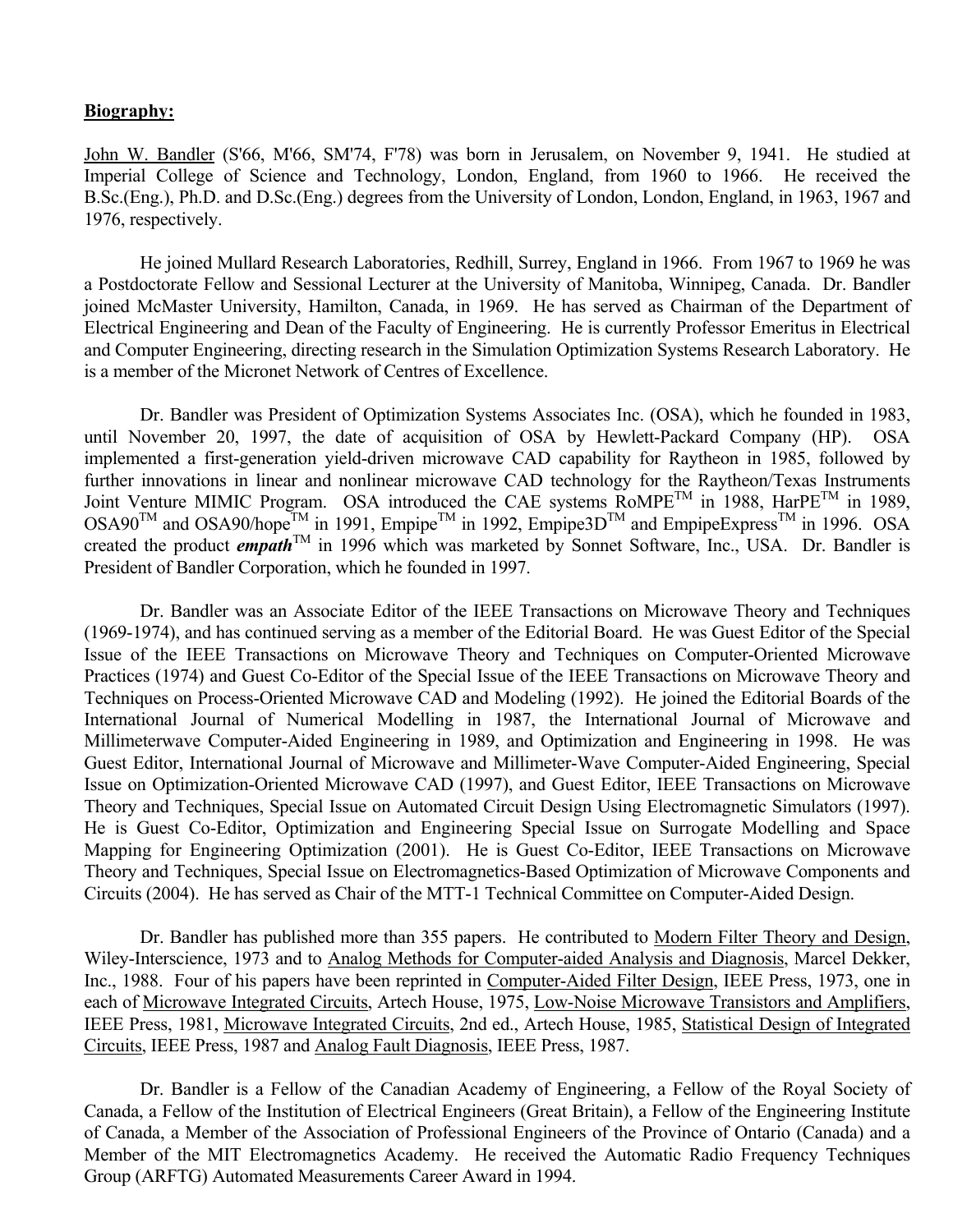**Biography:**

John W. Bandler (S'66, M'66, SM'74, F'78) was born in Jerusalem, on November 9, 1941. He studied at Imperial College of Science and Technology, London, England, from 1960 to 1966. He received the B.Sc.(Eng.), Ph.D. and D.Sc.(Eng.) degrees from the University of London, London, England, in 1963, 1967 and 1976, respectively.

He joined Mullard Research Laboratories, Redhill, Surrey, England in 1966. From 1967 to 1969 he was a Postdoctorate Fellow and Sessional Lecturer at the University of Manitoba, Winnipeg, Canada. Dr. Bandler joined McMaster University, Hamilton, Canada, in 1969. He has served as Chairman of the Department of Electrical Engineering and Dean of the Faculty of Engineering. He is currently Professor Emeritus in Electrical and Computer Engineering, directing research in the Simulation Optimization Systems Research Laboratory. He is a member of the Micronet Network of Centres of Excellence.

Dr. Bandler was President of Optimization Systems Associates Inc. (OSA), which he founded in 1983, until November 20, 1997, the date of acquisition of OSA by Hewlett-Packard Company (HP). OSA implemented a first-generation yield-driven microwave CAD capability for Raytheon in 1985, followed by further innovations in linear and nonlinear microwave CAD technology for the Raytheon/Texas Instruments Joint Venture MIMIC Program. OSA introduced the CAE systems RoMPE™ in 1988, HarPE™ in 1989, OSA90™ and OSA90/hope™ in 1991, Empipe™ in 1992, Empipe3D™ and EmpipeExpress™ in 1996. OSA created the product ***empath***™ in 1996 which was marketed by Sonnet Software, Inc., USA. Dr. Bandler is President of Bandler Corporation, which he founded in 1997.

Dr. Bandler was an Associate Editor of the IEEE Transactions on Microwave Theory and Techniques (1969-1974), and has continued serving as a member of the Editorial Board. He was Guest Editor of the Special Issue of the IEEE Transactions on Microwave Theory and Techniques on Computer-Oriented Microwave Practices (1974) and Guest Co-Editor of the Special Issue of the IEEE Transactions on Microwave Theory and Techniques on Process-Oriented Microwave CAD and Modeling (1992). He joined the Editorial Boards of the International Journal of Numerical Modelling in 1987, the International Journal of Microwave and Millimeterwave Computer-Aided Engineering in 1989, and Optimization and Engineering in 1998. He was Guest Editor, International Journal of Microwave and Millimeter-Wave Computer-Aided Engineering, Special Issue on Optimization-Oriented Microwave CAD (1997), and Guest Editor, IEEE Transactions on Microwave Theory and Techniques, Special Issue on Automated Circuit Design Using Electromagnetic Simulators (1997). He is Guest Co-Editor, Optimization and Engineering Special Issue on Surrogate Modelling and Space Mapping for Engineering Optimization (2001). He is Guest Co-Editor, IEEE Transactions on Microwave Theory and Techniques, Special Issue on Electromagnetics-Based Optimization of Microwave Components and Circuits (2004). He has served as Chair of the MTT-1 Technical Committee on Computer-Aided Design.

Dr. Bandler has published more than 355 papers. He contributed to Modern Filter Theory and Design, Wiley-Interscience, 1973 and to Analog Methods for Computer-aided Analysis and Diagnosis, Marcel Dekker, Inc., 1988. Four of his papers have been reprinted in Computer-Aided Filter Design, IEEE Press, 1973, one in each of Microwave Integrated Circuits, Artech House, 1975, Low-Noise Microwave Transistors and Amplifiers, IEEE Press, 1981, Microwave Integrated Circuits, 2nd ed., Artech House, 1985, Statistical Design of Integrated Circuits, IEEE Press, 1987 and Analog Fault Diagnosis, IEEE Press, 1987.

Dr. Bandler is a Fellow of the Canadian Academy of Engineering, a Fellow of the Royal Society of Canada, a Fellow of the Institution of Electrical Engineers (Great Britain), a Fellow of the Engineering Institute of Canada, a Member of the Association of Professional Engineers of the Province of Ontario (Canada) and a Member of the MIT Electromagnetics Academy. He received the Automatic Radio Frequency Techniques Group (ARFTG) Automated Measurements Career Award in 1994.